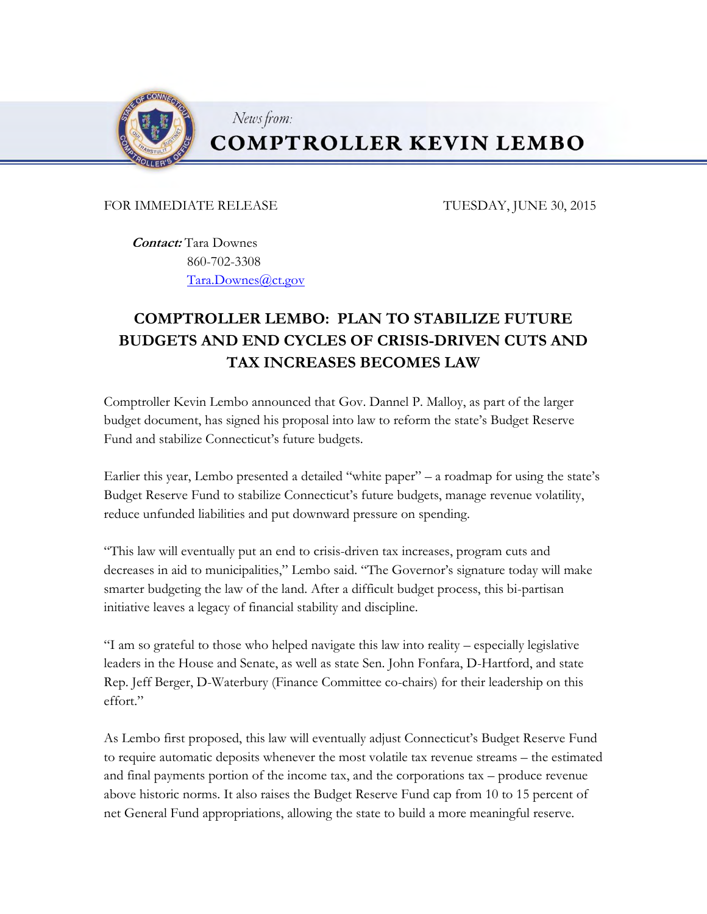*News from:*

**COMPTROLLER KEVIN LEMBO**

FOR IMMEDIATE RELEASE TUESDAY, JUNE 30, 2015

***Contact:*** Tara Downes
860-702-3308
Tara.Downes@ct.gov

# COMPTROLLER LEMBO: PLAN TO STABILIZE FUTURE BUDGETS AND END CYCLES OF CRISIS-DRIVEN CUTS AND TAX INCREASES BECOMES LAW

Comptroller Kevin Lembo announced that Gov. Dannel P. Malloy, as part of the larger budget document, has signed his proposal into law to reform the state's Budget Reserve Fund and stabilize Connecticut's future budgets.

Earlier this year, Lembo presented a detailed "white paper" – a roadmap for using the state's Budget Reserve Fund to stabilize Connecticut's future budgets, manage revenue volatility, reduce unfunded liabilities and put downward pressure on spending.

"This law will eventually put an end to crisis-driven tax increases, program cuts and decreases in aid to municipalities," Lembo said. "The Governor's signature today will make smarter budgeting the law of the land. After a difficult budget process, this bi-partisan initiative leaves a legacy of financial stability and discipline.

"I am so grateful to those who helped navigate this law into reality – especially legislative leaders in the House and Senate, as well as state Sen. John Fonfara, D-Hartford, and state Rep. Jeff Berger, D-Waterbury (Finance Committee co-chairs) for their leadership on this effort."

As Lembo first proposed, this law will eventually adjust Connecticut's Budget Reserve Fund to require automatic deposits whenever the most volatile tax revenue streams – the estimated and final payments portion of the income tax, and the corporations tax – produce revenue above historic norms. It also raises the Budget Reserve Fund cap from 10 to 15 percent of net General Fund appropriations, allowing the state to build a more meaningful reserve.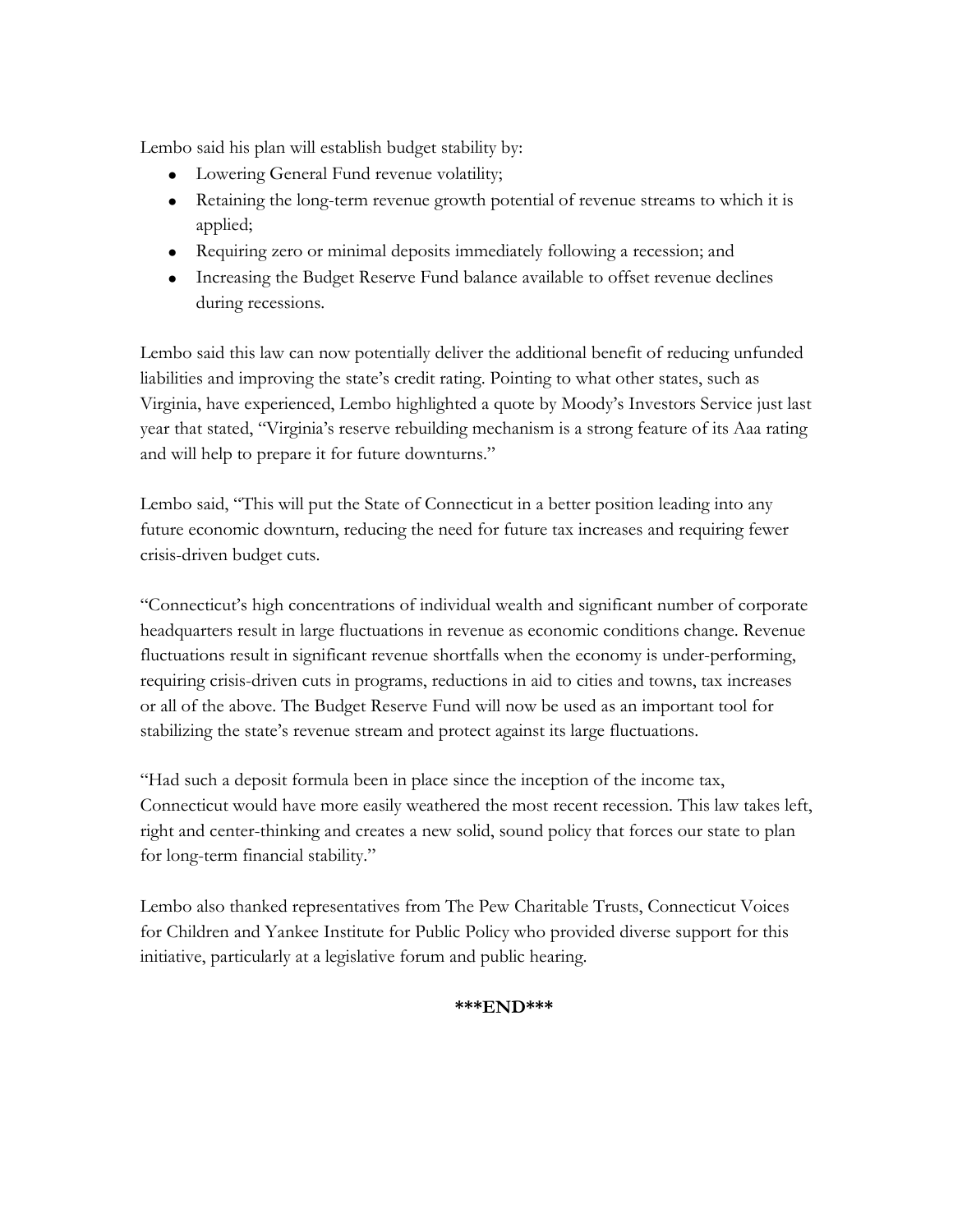Lembo said his plan will establish budget stability by:

- Lowering General Fund revenue volatility;
- Retaining the long-term revenue growth potential of revenue streams to which it is applied;
- Requiring zero or minimal deposits immediately following a recession; and
- Increasing the Budget Reserve Fund balance available to offset revenue declines during recessions.

Lembo said this law can now potentially deliver the additional benefit of reducing unfunded liabilities and improving the state's credit rating. Pointing to what other states, such as Virginia, have experienced, Lembo highlighted a quote by Moody's Investors Service just last year that stated, "Virginia's reserve rebuilding mechanism is a strong feature of its Aaa rating and will help to prepare it for future downturns."

Lembo said, "This will put the State of Connecticut in a better position leading into any future economic downturn, reducing the need for future tax increases and requiring fewer crisis-driven budget cuts.

"Connecticut's high concentrations of individual wealth and significant number of corporate headquarters result in large fluctuations in revenue as economic conditions change. Revenue fluctuations result in significant revenue shortfalls when the economy is under-performing, requiring crisis-driven cuts in programs, reductions in aid to cities and towns, tax increases or all of the above. The Budget Reserve Fund will now be used as an important tool for stabilizing the state's revenue stream and protect against its large fluctuations.

"Had such a deposit formula been in place since the inception of the income tax, Connecticut would have more easily weathered the most recent recession. This law takes left, right and center-thinking and creates a new solid, sound policy that forces our state to plan for long-term financial stability."

Lembo also thanked representatives from The Pew Charitable Trusts, Connecticut Voices for Children and Yankee Institute for Public Policy who provided diverse support for this initiative, particularly at a legislative forum and public hearing.

**\*\*\*END\*\*\***